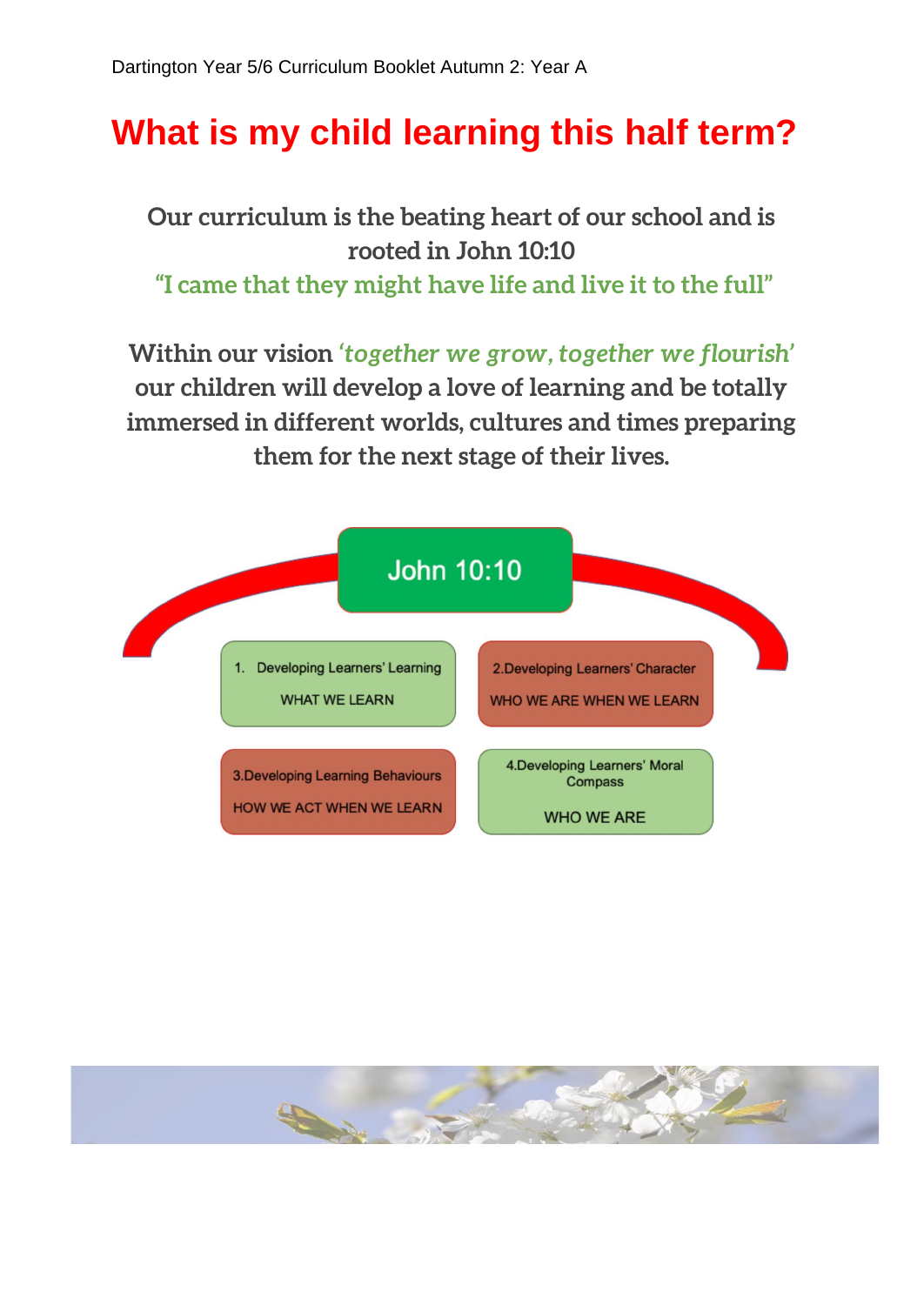Dartington Year 5/6 Curriculum Booklet Autumn 2: Year A

# What is my child learning this half term?

**Our curriculum is the beating heart of our school and is rooted in John 10:10**

**“I came that they might have life and live it to the full”**

**Within our vision *‘together we grow, together we flourish’* our children will develop a love of learning and be totally immersed in different worlds, cultures and times preparing them for the next stage of their lives.**

John 10:10

1. Developing Learners’ Learning
   WHAT WE LEARN

2. Developing Learners’ Character
   WHO WE ARE WHEN WE LEARN

3. Developing Learning Behaviours
   HOW WE ACT WHEN WE LEARN

4. Developing Learners’ Moral Compass
   WHO WE ARE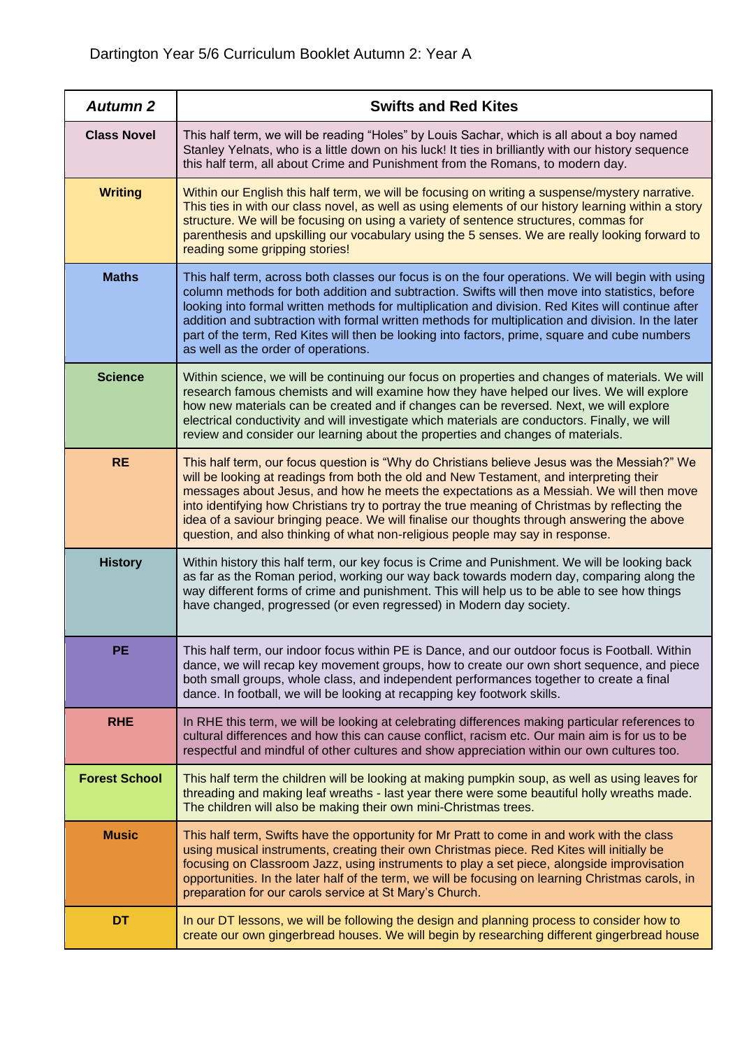Dartington Year 5/6 Curriculum Booklet Autumn 2: Year A

| ***Autumn 2*** | **Swifts and Red Kites** |
|---|---|
| **Class Novel** | This half term, we will be reading "Holes" by Louis Sachar, which is all about a boy named Stanley Yelnats, who is a little down on his luck! It ties in brilliantly with our history sequence this half term, all about Crime and Punishment from the Romans, to modern day. |
| **Writing** | Within our English this half term, we will be focusing on writing a suspense/mystery narrative. This ties in with our class novel, as well as using elements of our history learning within a story structure. We will be focusing on using a variety of sentence structures, commas for parenthesis and upskilling our vocabulary using the 5 senses. We are really looking forward to reading some gripping stories! |
| **Maths** | This half term, across both classes our focus is on the four operations. We will begin with using column methods for both addition and subtraction. Swifts will then move into statistics, before looking into formal written methods for multiplication and division. Red Kites will continue after addition and subtraction with formal written methods for multiplication and division. In the later part of the term, Red Kites will then be looking into factors, prime, square and cube numbers as well as the order of operations. |
| **Science** | Within science, we will be continuing our focus on properties and changes of materials. We will research famous chemists and will examine how they have helped our lives. We will explore how new materials can be created and if changes can be reversed. Next, we will explore electrical conductivity and will investigate which materials are conductors. Finally, we will review and consider our learning about the properties and changes of materials. |
| **RE** | This half term, our focus question is "Why do Christians believe Jesus was the Messiah?" We will be looking at readings from both the old and New Testament, and interpreting their messages about Jesus, and how he meets the expectations as a Messiah. We will then move into identifying how Christians try to portray the true meaning of Christmas by reflecting the idea of a saviour bringing peace. We will finalise our thoughts through answering the above question, and also thinking of what non-religious people may say in response. |
| **History** | Within history this half term, our key focus is Crime and Punishment. We will be looking back as far as the Roman period, working our way back towards modern day, comparing along the way different forms of crime and punishment. This will help us to be able to see how things have changed, progressed (or even regressed) in Modern day society. |
| **PE** | This half term, our indoor focus within PE is Dance, and our outdoor focus is Football. Within dance, we will recap key movement groups, how to create our own short sequence, and piece both small groups, whole class, and independent performances together to create a final dance. In football, we will be looking at recapping key footwork skills. |
| **RHE** | In RHE this term, we will be looking at celebrating differences making particular references to cultural differences and how this can cause conflict, racism etc. Our main aim is for us to be respectful and mindful of other cultures and show appreciation within our own cultures too. |
| **Forest School** | This half term the children will be looking at making pumpkin soup, as well as using leaves for threading and making leaf wreaths - last year there were some beautiful holly wreaths made. The children will also be making their own mini-Christmas trees. |
| **Music** | This half term, Swifts have the opportunity for Mr Pratt to come in and work with the class using musical instruments, creating their own Christmas piece. Red Kites will initially be focusing on Classroom Jazz, using instruments to play a set piece, alongside improvisation opportunities. In the later half of the term, we will be focusing on learning Christmas carols, in preparation for our carols service at St Mary's Church. |
| **DT** | In our DT lessons, we will be following the design and planning process to consider how to create our own gingerbread houses. We will begin by researching different gingerbread house |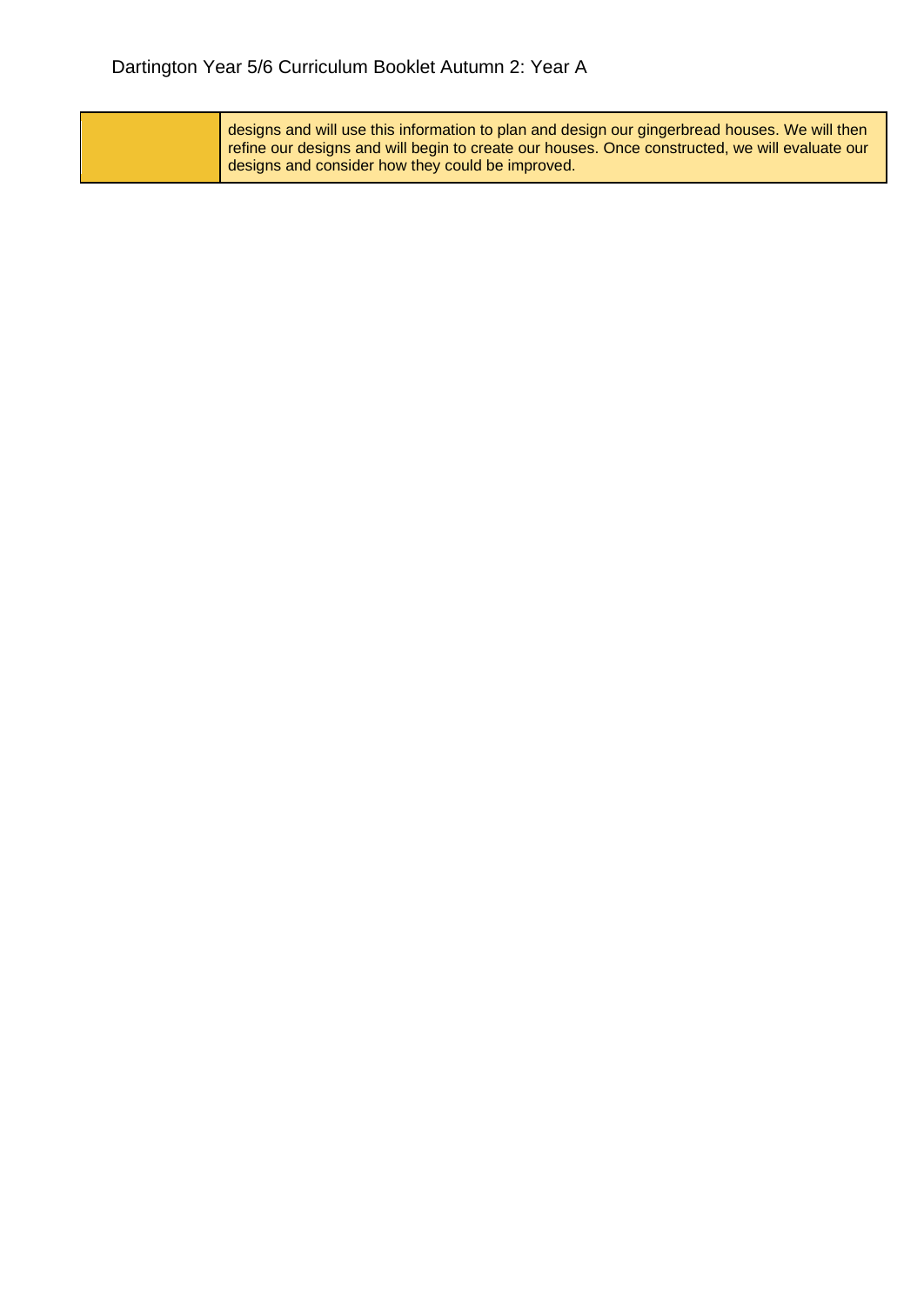| | |
|---|---|
| | designs and will use this information to plan and design our gingerbread houses. We will then refine our designs and will begin to create our houses. Once constructed, we will evaluate our designs and consider how they could be improved. |